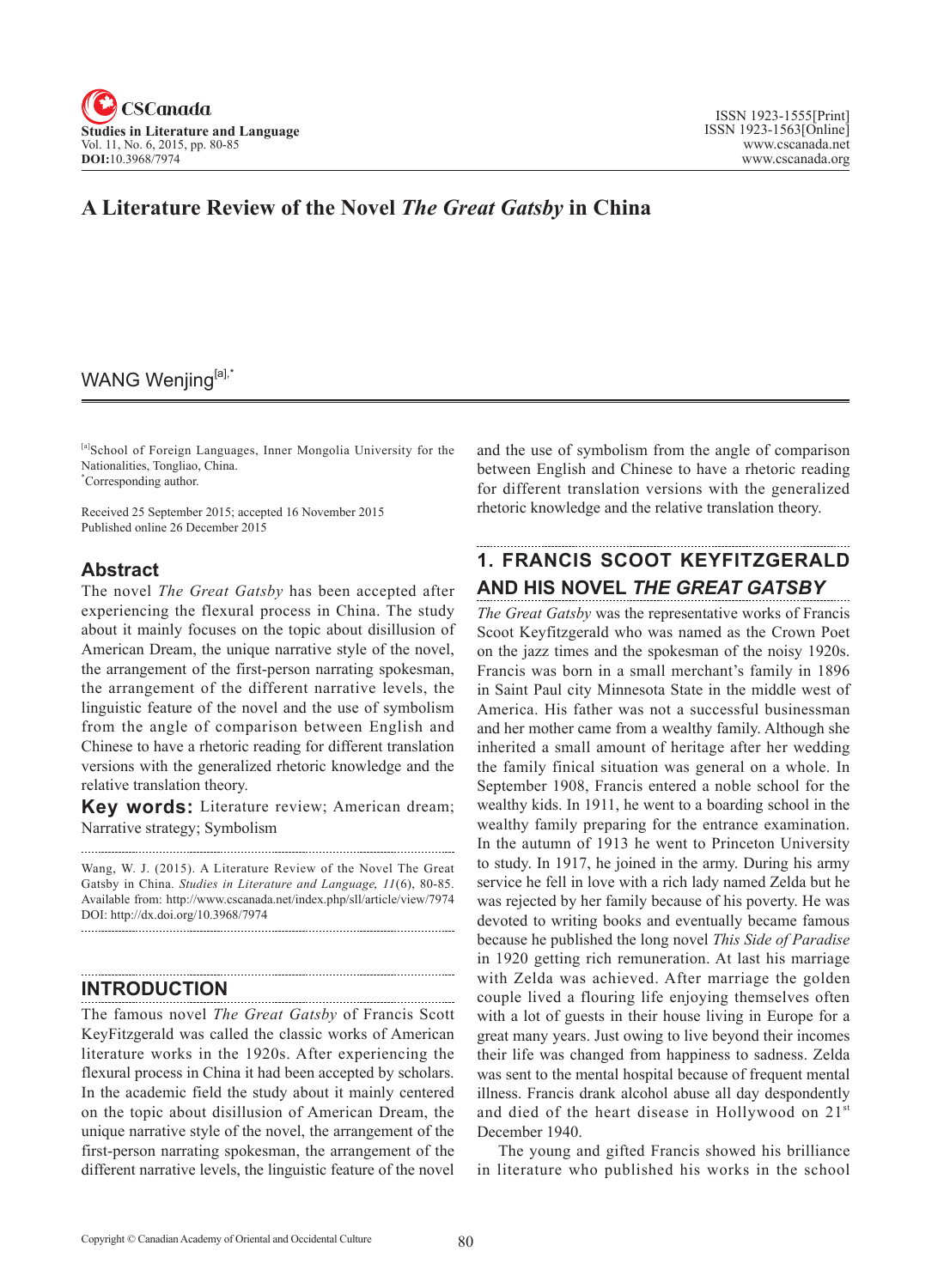# A Literature Review of the Novel *The Great Gatsby* in China

WANG Wenjing[a],*

[a]School of Foreign Languages, Inner Mongolia University for the Nationalities, Tongliao, China.
*Corresponding author.

Received 25 September 2015; accepted 16 November 2015
Published online 26 December 2015

## Abstract

The novel *The Great Gatsby* has been accepted after experiencing the flexural process in China. The study about it mainly focuses on the topic about disillusion of American Dream, the unique narrative style of the novel, the arrangement of the first-person narrating spokesman, the arrangement of the different narrative levels, the linguistic feature of the novel and the use of symbolism from the angle of comparison between English and Chinese to have a rhetoric reading for different translation versions with the generalized rhetoric knowledge and the relative translation theory.

**Key words:** Literature review; American dream; Narrative strategy; Symbolism

Wang, W. J. (2015). A Literature Review of the Novel The Great Gatsby in China. *Studies in Literature and Language, 11*(6), 80-85. Available from: http://www.cscanada.net/index.php/sll/article/view/7974 DOI: http://dx.doi.org/10.3968/7974

## INTRODUCTION

The famous novel *The Great Gatsby* of Francis Scott KeyFitzgerald was called the classic works of American literature works in the 1920s. After experiencing the flexural process in China it had been accepted by scholars. In the academic field the study about it mainly centered on the topic about disillusion of American Dream, the unique narrative style of the novel, the arrangement of the first-person narrating spokesman, the arrangement of the different narrative levels, the linguistic feature of the novel and the use of symbolism from the angle of comparison between English and Chinese to have a rhetoric reading for different translation versions with the generalized rhetoric knowledge and the relative translation theory.

## 1. FRANCIS SCOOT KEYFITZGERALD AND HIS NOVEL *THE GREAT GATSBY*

*The Great Gatsby* was the representative works of Francis Scoot Keyfitzgerald who was named as the Crown Poet on the jazz times and the spokesman of the noisy 1920s. Francis was born in a small merchant's family in 1896 in Saint Paul city Minnesota State in the middle west of America. His father was not a successful businessman and her mother came from a wealthy family. Although she inherited a small amount of heritage after her wedding the family finical situation was general on a whole. In September 1908, Francis entered a noble school for the wealthy kids. In 1911, he went to a boarding school in the wealthy family preparing for the entrance examination. In the autumn of 1913 he went to Princeton University to study. In 1917, he joined in the army. During his army service he fell in love with a rich lady named Zelda but he was rejected by her family because of his poverty. He was devoted to writing books and eventually became famous because he published the long novel *This Side of Paradise* in 1920 getting rich remuneration. At last his marriage with Zelda was achieved. After marriage the golden couple lived a flouring life enjoying themselves often with a lot of guests in their house living in Europe for a great many years. Just owing to live beyond their incomes their life was changed from happiness to sadness. Zelda was sent to the mental hospital because of frequent mental illness. Francis drank alcohol abuse all day despondently and died of the heart disease in Hollywood on 21st December 1940.

The young and gifted Francis showed his brilliance in literature who published his works in the school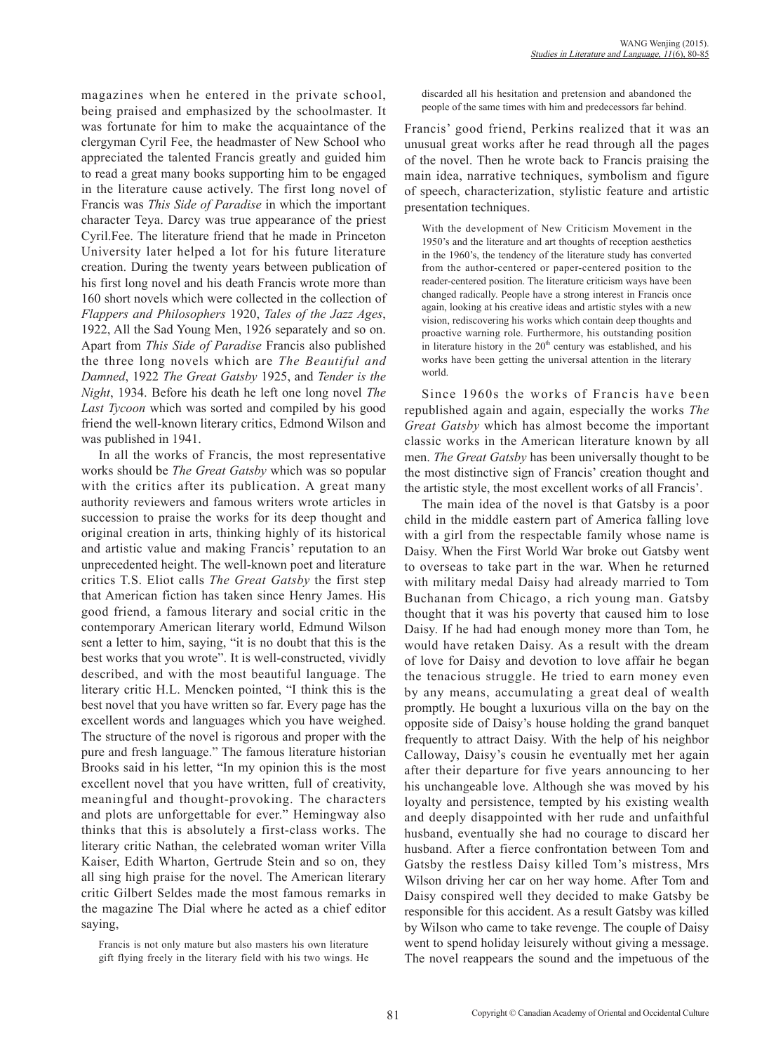magazines when he entered in the private school, being praised and emphasized by the schoolmaster. It was fortunate for him to make the acquaintance of the clergyman Cyril Fee, the headmaster of New School who appreciated the talented Francis greatly and guided him to read a great many books supporting him to be engaged in the literature cause actively. The first long novel of Francis was *This Side of Paradise* in which the important character Teya. Darcy was true appearance of the priest Cyril.Fee. The literature friend that he made in Princeton University later helped a lot for his future literature creation. During the twenty years between publication of his first long novel and his death Francis wrote more than 160 short novels which were collected in the collection of *Flappers and Philosophers* 1920, *Tales of the Jazz Ages*, 1922, All the Sad Young Men, 1926 separately and so on. Apart from *This Side of Paradise* Francis also published the three long novels which are *The Beautiful and Damned*, 1922 *The Great Gatsby* 1925, and *Tender is the Night*, 1934. Before his death he left one long novel *The Last Tycoon* which was sorted and compiled by his good friend the well-known literary critics, Edmond Wilson and was published in 1941.

In all the works of Francis, the most representative works should be *The Great Gatsby* which was so popular with the critics after its publication. A great many authority reviewers and famous writers wrote articles in succession to praise the works for its deep thought and original creation in arts, thinking highly of its historical and artistic value and making Francis' reputation to an unprecedented height. The well-known poet and literature critics T.S. Eliot calls *The Great Gatsby* the first step that American fiction has taken since Henry James. His good friend, a famous literary and social critic in the contemporary American literary world, Edmund Wilson sent a letter to him, saying, "it is no doubt that this is the best works that you wrote". It is well-constructed, vividly described, and with the most beautiful language. The literary critic H.L. Mencken pointed, "I think this is the best novel that you have written so far. Every page has the excellent words and languages which you have weighed. The structure of the novel is rigorous and proper with the pure and fresh language." The famous literature historian Brooks said in his letter, "In my opinion this is the most excellent novel that you have written, full of creativity, meaningful and thought-provoking. The characters and plots are unforgettable for ever." Hemingway also thinks that this is absolutely a first-class works. The literary critic Nathan, the celebrated woman writer Villa Kaiser, Edith Wharton, Gertrude Stein and so on, they all sing high praise for the novel. The American literary critic Gilbert Seldes made the most famous remarks in the magazine The Dial where he acted as a chief editor saying,

> Francis is not only mature but also masters his own literature gift flying freely in the literary field with his two wings. He discarded all his hesitation and pretension and abandoned the people of the same times with him and predecessors far behind.

Francis' good friend, Perkins realized that it was an unusual great works after he read through all the pages of the novel. Then he wrote back to Francis praising the main idea, narrative techniques, symbolism and figure of speech, characterization, stylistic feature and artistic presentation techniques.

> With the development of New Criticism Movement in the 1950's and the literature and art thoughts of reception aesthetics in the 1960's, the tendency of the literature study has converted from the author-centered or paper-centered position to the reader-centered position. The literature criticism ways have been changed radically. People have a strong interest in Francis once again, looking at his creative ideas and artistic styles with a new vision, rediscovering his works which contain deep thoughts and proactive warning role. Furthermore, his outstanding position in literature history in the 20th century was established, and his works have been getting the universal attention in the literary world.

Since 1960s the works of Francis have been republished again and again, especially the works *The Great Gatsby* which has almost become the important classic works in the American literature known by all men. *The Great Gatsby* has been universally thought to be the most distinctive sign of Francis' creation thought and the artistic style, the most excellent works of all Francis'.

The main idea of the novel is that Gatsby is a poor child in the middle eastern part of America falling love with a girl from the respectable family whose name is Daisy. When the First World War broke out Gatsby went to overseas to take part in the war. When he returned with military medal Daisy had already married to Tom Buchanan from Chicago, a rich young man. Gatsby thought that it was his poverty that caused him to lose Daisy. If he had had enough money more than Tom, he would have retaken Daisy. As a result with the dream of love for Daisy and devotion to love affair he began the tenacious struggle. He tried to earn money even by any means, accumulating a great deal of wealth promptly. He bought a luxurious villa on the bay on the opposite side of Daisy's house holding the grand banquet frequently to attract Daisy. With the help of his neighbor Calloway, Daisy's cousin he eventually met her again after their departure for five years announcing to her his unchangeable love. Although she was moved by his loyalty and persistence, tempted by his existing wealth and deeply disappointed with her rude and unfaithful husband, eventually she had no courage to discard her husband. After a fierce confrontation between Tom and Gatsby the restless Daisy killed Tom's mistress, Mrs Wilson driving her car on her way home. After Tom and Daisy conspired well they decided to make Gatsby be responsible for this accident. As a result Gatsby was killed by Wilson who came to take revenge. The couple of Daisy went to spend holiday leisurely without giving a message. The novel reappears the sound and the impetuous of the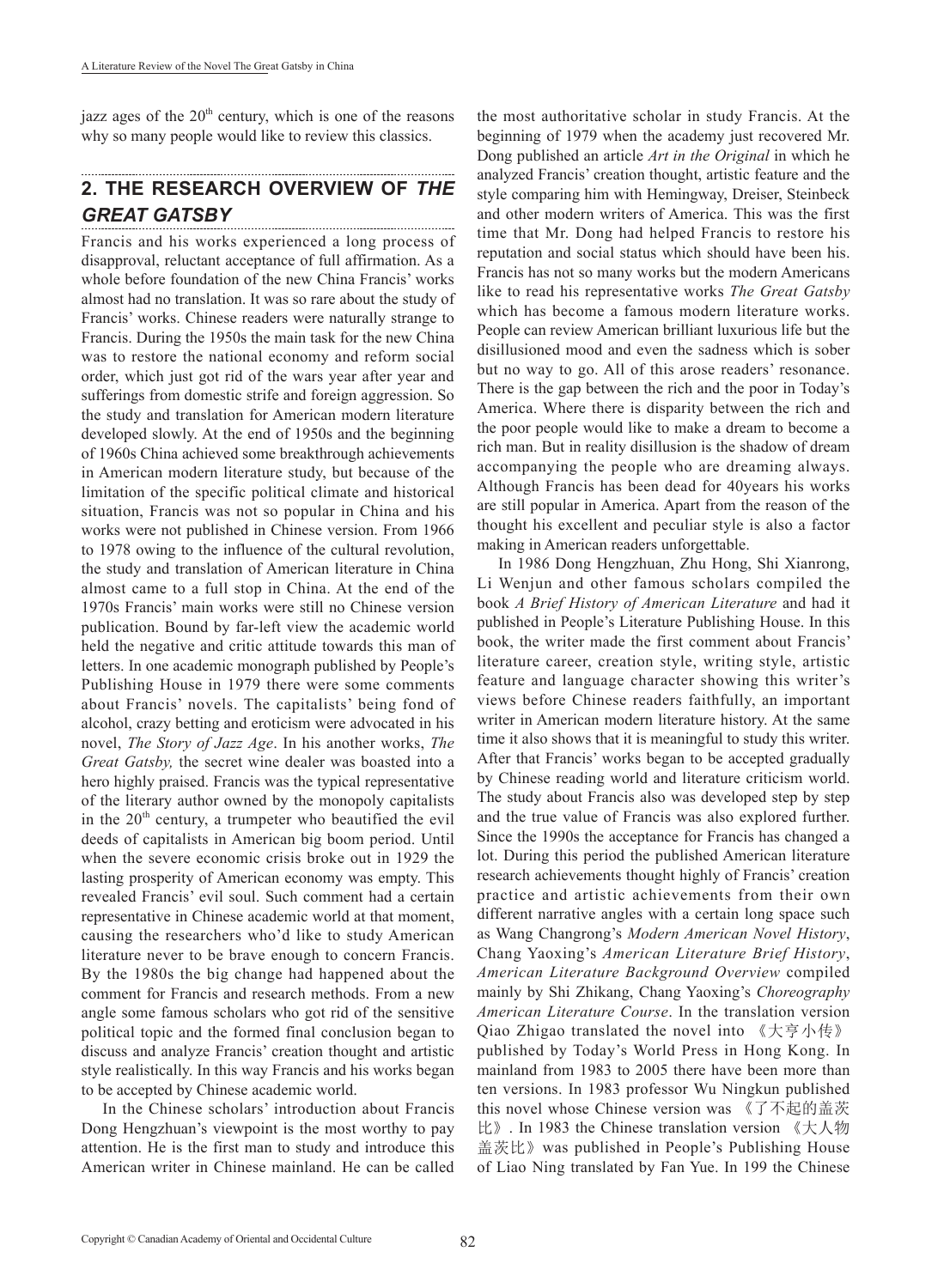jazz ages of the 20th century, which is one of the reasons why so many people would like to review this classics.

## 2. THE RESEARCH OVERVIEW OF *THE GREAT GATSBY*

Francis and his works experienced a long process of disapproval, reluctant acceptance of full affirmation. As a whole before foundation of the new China Francis' works almost had no translation. It was so rare about the study of Francis' works. Chinese readers were naturally strange to Francis. During the 1950s the main task for the new China was to restore the national economy and reform social order, which just got rid of the wars year after year and sufferings from domestic strife and foreign aggression. So the study and translation for American modern literature developed slowly. At the end of 1950s and the beginning of 1960s China achieved some breakthrough achievements in American modern literature study, but because of the limitation of the specific political climate and historical situation, Francis was not so popular in China and his works were not published in Chinese version. From 1966 to 1978 owing to the influence of the cultural revolution, the study and translation of American literature in China almost came to a full stop in China. At the end of the 1970s Francis' main works were still no Chinese version publication. Bound by far-left view the academic world held the negative and critic attitude towards this man of letters. In one academic monograph published by People's Publishing House in 1979 there were some comments about Francis' novels. The capitalists' being fond of alcohol, crazy betting and eroticism were advocated in his novel, *The Story of Jazz Age*. In his another works, *The Great Gatsby,* the secret wine dealer was boasted into a hero highly praised. Francis was the typical representative of the literary author owned by the monopoly capitalists in the 20th century, a trumpeter who beautified the evil deeds of capitalists in American big boom period. Until when the severe economic crisis broke out in 1929 the lasting prosperity of American economy was empty. This revealed Francis' evil soul. Such comment had a certain representative in Chinese academic world at that moment, causing the researchers who'd like to study American literature never to be brave enough to concern Francis. By the 1980s the big change had happened about the comment for Francis and research methods. From a new angle some famous scholars who got rid of the sensitive political topic and the formed final conclusion began to discuss and analyze Francis' creation thought and artistic style realistically. In this way Francis and his works began to be accepted by Chinese academic world.

In the Chinese scholars' introduction about Francis Dong Hengzhuan's viewpoint is the most worthy to pay attention. He is the first man to study and introduce this American writer in Chinese mainland. He can be called the most authoritative scholar in study Francis. At the beginning of 1979 when the academy just recovered Mr. Dong published an article *Art in the Original* in which he analyzed Francis' creation thought, artistic feature and the style comparing him with Hemingway, Dreiser, Steinbeck and other modern writers of America. This was the first time that Mr. Dong had helped Francis to restore his reputation and social status which should have been his. Francis has not so many works but the modern Americans like to read his representative works *The Great Gatsby* which has become a famous modern literature works. People can review American brilliant luxurious life but the disillusioned mood and even the sadness which is sober but no way to go. All of this arose readers' resonance. There is the gap between the rich and the poor in Today's America. Where there is disparity between the rich and the poor people would like to make a dream to become a rich man. But in reality disillusion is the shadow of dream accompanying the people who are dreaming always. Although Francis has been dead for 40years his works are still popular in America. Apart from the reason of the thought his excellent and peculiar style is also a factor making in American readers unforgettable.

In 1986 Dong Hengzhuan, Zhu Hong, Shi Xianrong, Li Wenjun and other famous scholars compiled the book *A Brief History of American Literature* and had it published in People's Literature Publishing House. In this book, the writer made the first comment about Francis' literature career, creation style, writing style, artistic feature and language character showing this writer's views before Chinese readers faithfully, an important writer in American modern literature history. At the same time it also shows that it is meaningful to study this writer. After that Francis' works began to be accepted gradually by Chinese reading world and literature criticism world. The study about Francis also was developed step by step and the true value of Francis was also explored further. Since the 1990s the acceptance for Francis has changed a lot. During this period the published American literature research achievements thought highly of Francis' creation practice and artistic achievements from their own different narrative angles with a certain long space such as Wang Changrong's *Modern American Novel History*, Chang Yaoxing's *American Literature Brief History*, *American Literature Background Overview* compiled mainly by Shi Zhikang, Chang Yaoxing's *Choreography American Literature Course*. In the translation version Qiao Zhigao translated the novel into 《大亨小传》 published by Today's World Press in Hong Kong. In mainland from 1983 to 2005 there have been more than ten versions. In 1983 professor Wu Ningkun published this novel whose Chinese version was 《了不起的盖茨比》. In 1983 the Chinese translation version 《大人物盖茨比》was published in People's Publishing House of Liao Ning translated by Fan Yue. In 199 the Chinese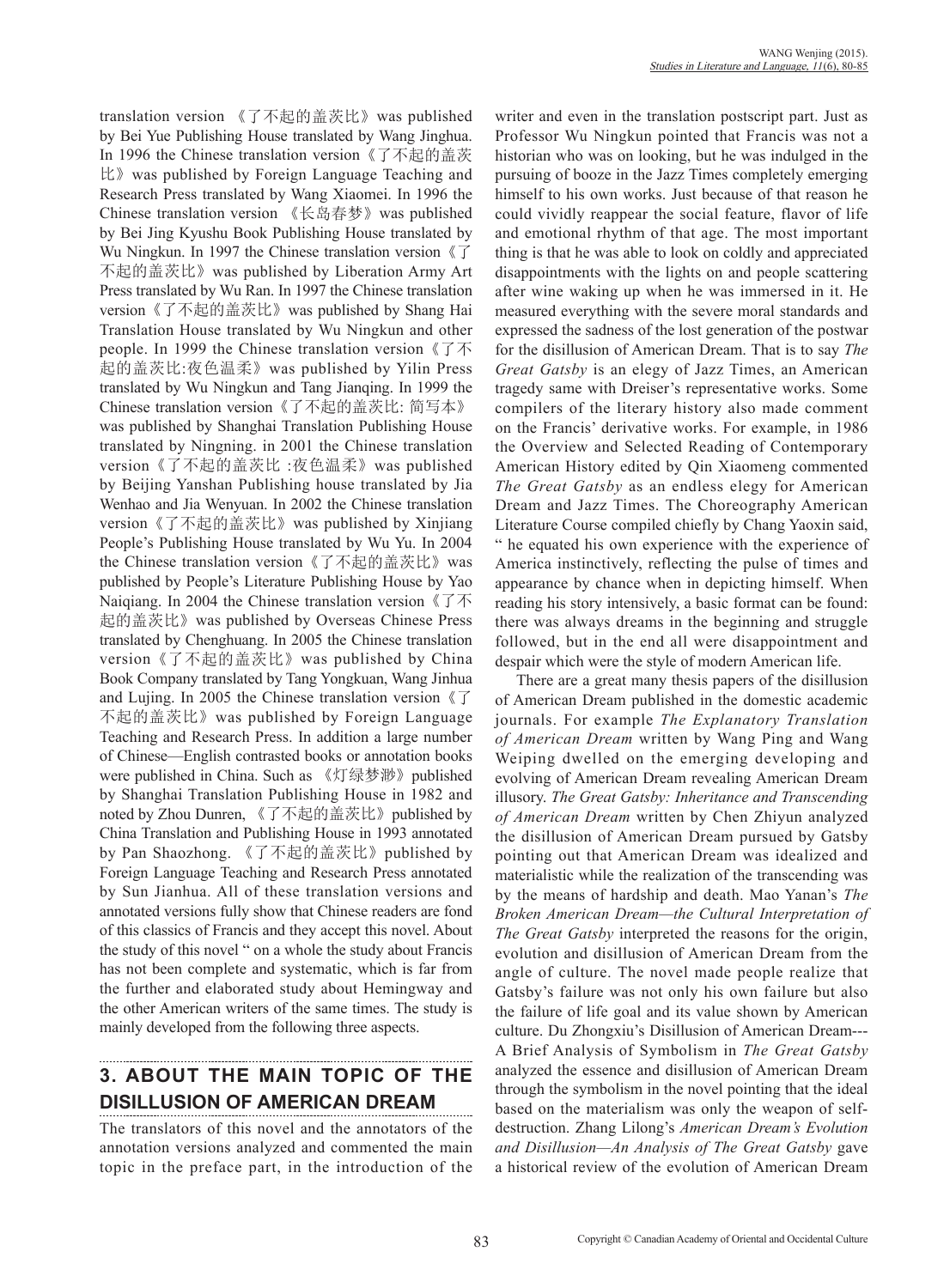translation version 《了不起的盖茨比》was published by Bei Yue Publishing House translated by Wang Jinghua. In 1996 the Chinese translation version《了不起的盖茨比》was published by Foreign Language Teaching and Research Press translated by Wang Xiaomei. In 1996 the Chinese translation version 《长岛春梦》was published by Bei Jing Kyushu Book Publishing House translated by Wu Ningkun. In 1997 the Chinese translation version《了不起的盖茨比》was published by Liberation Army Art Press translated by Wu Ran. In 1997 the Chinese translation version《了不起的盖茨比》was published by Shang Hai Translation House translated by Wu Ningkun and other people. In 1999 the Chinese translation version《了不起的盖茨比:夜色温柔》was published by Yilin Press translated by Wu Ningkun and Tang Jianqing. In 1999 the Chinese translation version《了不起的盖茨比: 简写本》 was published by Shanghai Translation Publishing House translated by Ningning. in 2001 the Chinese translation version《了不起的盖茨比 :夜色温柔》was published by Beijing Yanshan Publishing house translated by Jia Wenhao and Jia Wenyuan. In 2002 the Chinese translation version《了不起的盖茨比》was published by Xinjiang People's Publishing House translated by Wu Yu. In 2004 the Chinese translation version《了不起的盖茨比》was published by People's Literature Publishing House by Yao Naiqiang. In 2004 the Chinese translation version《了不起的盖茨比》was published by Overseas Chinese Press translated by Chenghuang. In 2005 the Chinese translation version《了不起的盖茨比》was published by China Book Company translated by Tang Yongkuan, Wang Jinhua and Lujing. In 2005 the Chinese translation version《了不起的盖茨比》was published by Foreign Language Teaching and Research Press. In addition a large number of Chinese—English contrasted books or annotation books were published in China. Such as 《灯绿梦渺》published by Shanghai Translation Publishing House in 1982 and noted by Zhou Dunren, 《了不起的盖茨比》published by China Translation and Publishing House in 1993 annotated by Pan Shaozhong. 《了不起的盖茨比》published by Foreign Language Teaching and Research Press annotated by Sun Jianhua. All of these translation versions and annotated versions fully show that Chinese readers are fond of this classics of Francis and they accept this novel. About the study of this novel " on a whole the study about Francis has not been complete and systematic, which is far from the further and elaborated study about Hemingway and the other American writers of the same times. The study is mainly developed from the following three aspects.

## 3. ABOUT THE MAIN TOPIC OF THE DISILLUSION OF AMERICAN DREAM

The translators of this novel and the annotators of the annotation versions analyzed and commented the main topic in the preface part, in the introduction of the writer and even in the translation postscript part. Just as Professor Wu Ningkun pointed that Francis was not a historian who was on looking, but he was indulged in the pursuing of booze in the Jazz Times completely emerging himself to his own works. Just because of that reason he could vividly reappear the social feature, flavor of life and emotional rhythm of that age. The most important thing is that he was able to look on coldly and appreciated disappointments with the lights on and people scattering after wine waking up when he was immersed in it. He measured everything with the severe moral standards and expressed the sadness of the lost generation of the postwar for the disillusion of American Dream. That is to say *The Great Gatsby* is an elegy of Jazz Times, an American tragedy same with Dreiser's representative works. Some compilers of the literary history also made comment on the Francis' derivative works. For example, in 1986 the Overview and Selected Reading of Contemporary American History edited by Qin Xiaomeng commented *The Great Gatsby* as an endless elegy for American Dream and Jazz Times. The Choreography American Literature Course compiled chiefly by Chang Yaoxin said, " he equated his own experience with the experience of America instinctively, reflecting the pulse of times and appearance by chance when in depicting himself. When reading his story intensively, a basic format can be found: there was always dreams in the beginning and struggle followed, but in the end all were disappointment and despair which were the style of modern American life.

There are a great many thesis papers of the disillusion of American Dream published in the domestic academic journals. For example *The Explanatory Translation of American Dream* written by Wang Ping and Wang Weiping dwelled on the emerging developing and evolving of American Dream revealing American Dream illusory. *The Great Gatsby: Inheritance and Transcending of American Dream* written by Chen Zhiyun analyzed the disillusion of American Dream pursued by Gatsby pointing out that American Dream was idealized and materialistic while the realization of the transcending was by the means of hardship and death. Mao Yanan's *The Broken American Dream—the Cultural Interpretation of The Great Gatsby* interpreted the reasons for the origin, evolution and disillusion of American Dream from the angle of culture. The novel made people realize that Gatsby's failure was not only his own failure but also the failure of life goal and its value shown by American culture. Du Zhongxiu's Disillusion of American Dream---A Brief Analysis of Symbolism in *The Great Gatsby* analyzed the essence and disillusion of American Dream through the symbolism in the novel pointing that the ideal based on the materialism was only the weapon of self-destruction. Zhang Lilong's *American Dream's Evolution and Disillusion—An Analysis of The Great Gatsby* gave a historical review of the evolution of American Dream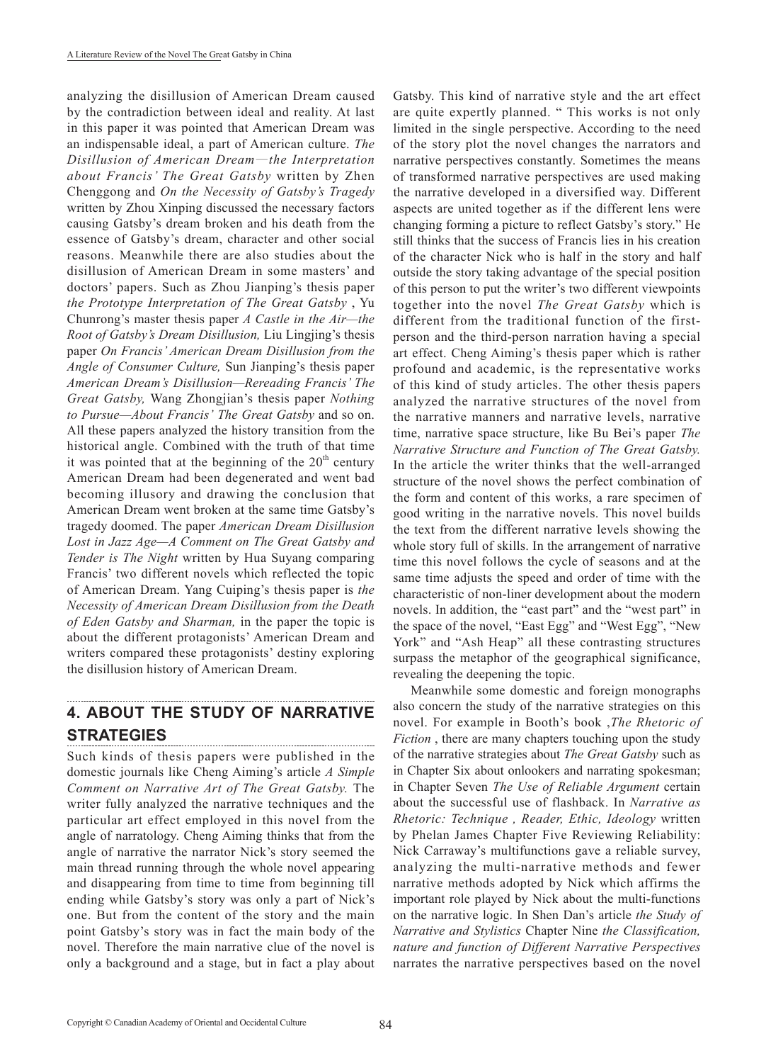analyzing the disillusion of American Dream caused by the contradiction between ideal and reality. At last in this paper it was pointed that American Dream was an indispensable ideal, a part of American culture. *The Disillusion of American Dream—the Interpretation about Francis' The Great Gatsby* written by Zhen Chenggong and *On the Necessity of Gatsby's Tragedy* written by Zhou Xinping discussed the necessary factors causing Gatsby's dream broken and his death from the essence of Gatsby's dream, character and other social reasons. Meanwhile there are also studies about the disillusion of American Dream in some masters' and doctors' papers. Such as Zhou Jianping's thesis paper *the Prototype Interpretation of The Great Gatsby* , Yu Chunrong's master thesis paper *A Castle in the Air—the Root of Gatsby's Dream Disillusion,* Liu Lingjing's thesis paper *On Francis' American Dream Disillusion from the Angle of Consumer Culture,* Sun Jianping's thesis paper *American Dream's Disillusion—Rereading Francis' The Great Gatsby,* Wang Zhongjian's thesis paper *Nothing to Pursue—About Francis' The Great Gatsby* and so on. All these papers analyzed the history transition from the historical angle. Combined with the truth of that time it was pointed that at the beginning of the 20th century American Dream had been degenerated and went bad becoming illusory and drawing the conclusion that American Dream went broken at the same time Gatsby's tragedy doomed. The paper *American Dream Disillusion Lost in Jazz Age—A Comment on The Great Gatsby and Tender is The Night* written by Hua Suyang comparing Francis' two different novels which reflected the topic of American Dream. Yang Cuiping's thesis paper is *the Necessity of American Dream Disillusion from the Death of Eden Gatsby and Sharman,* in the paper the topic is about the different protagonists' American Dream and writers compared these protagonists' destiny exploring the disillusion history of American Dream.

## 4. ABOUT THE STUDY OF NARRATIVE STRATEGIES

Such kinds of thesis papers were published in the domestic journals like Cheng Aiming's article *A Simple Comment on Narrative Art of The Great Gatsby.* The writer fully analyzed the narrative techniques and the particular art effect employed in this novel from the angle of narratology. Cheng Aiming thinks that from the angle of narrative the narrator Nick's story seemed the main thread running through the whole novel appearing and disappearing from time to time from beginning till ending while Gatsby's story was only a part of Nick's one. But from the content of the story and the main point Gatsby's story was in fact the main body of the novel. Therefore the main narrative clue of the novel is only a background and a stage, but in fact a play about Gatsby. This kind of narrative style and the art effect are quite expertly planned. " This works is not only limited in the single perspective. According to the need of the story plot the novel changes the narrators and narrative perspectives constantly. Sometimes the means of transformed narrative perspectives are used making the narrative developed in a diversified way. Different aspects are united together as if the different lens were changing forming a picture to reflect Gatsby's story." He still thinks that the success of Francis lies in his creation of the character Nick who is half in the story and half outside the story taking advantage of the special position of this person to put the writer's two different viewpoints together into the novel *The Great Gatsby* which is different from the traditional function of the first-person and the third-person narration having a special art effect. Cheng Aiming's thesis paper which is rather profound and academic, is the representative works of this kind of study articles. The other thesis papers analyzed the narrative structures of the novel from the narrative manners and narrative levels, narrative time, narrative space structure, like Bu Bei's paper *The Narrative Structure and Function of The Great Gatsby.* In the article the writer thinks that the well-arranged structure of the novel shows the perfect combination of the form and content of this works, a rare specimen of good writing in the narrative novels. This novel builds the text from the different narrative levels showing the whole story full of skills. In the arrangement of narrative time this novel follows the cycle of seasons and at the same time adjusts the speed and order of time with the characteristic of non-liner development about the modern novels. In addition, the "east part" and the "west part" in the space of the novel, "East Egg" and "West Egg", "New York" and "Ash Heap" all these contrasting structures surpass the metaphor of the geographical significance, revealing the deepening the topic.

Meanwhile some domestic and foreign monographs also concern the study of the narrative strategies on this novel. For example in Booth's book ,*The Rhetoric of Fiction* , there are many chapters touching upon the study of the narrative strategies about *The Great Gatsby* such as in Chapter Six about onlookers and narrating spokesman; in Chapter Seven *The Use of Reliable Argument* certain about the successful use of flashback. In *Narrative as Rhetoric: Technique , Reader, Ethic, Ideology* written by Phelan James Chapter Five Reviewing Reliability: Nick Carraway's multifunctions gave a reliable survey, analyzing the multi-narrative methods and fewer narrative methods adopted by Nick which affirms the important role played by Nick about the multi-functions on the narrative logic. In Shen Dan's article *the Study of Narrative and Stylistics* Chapter Nine *the Classification, nature and function of Different Narrative Perspectives* narrates the narrative perspectives based on the novel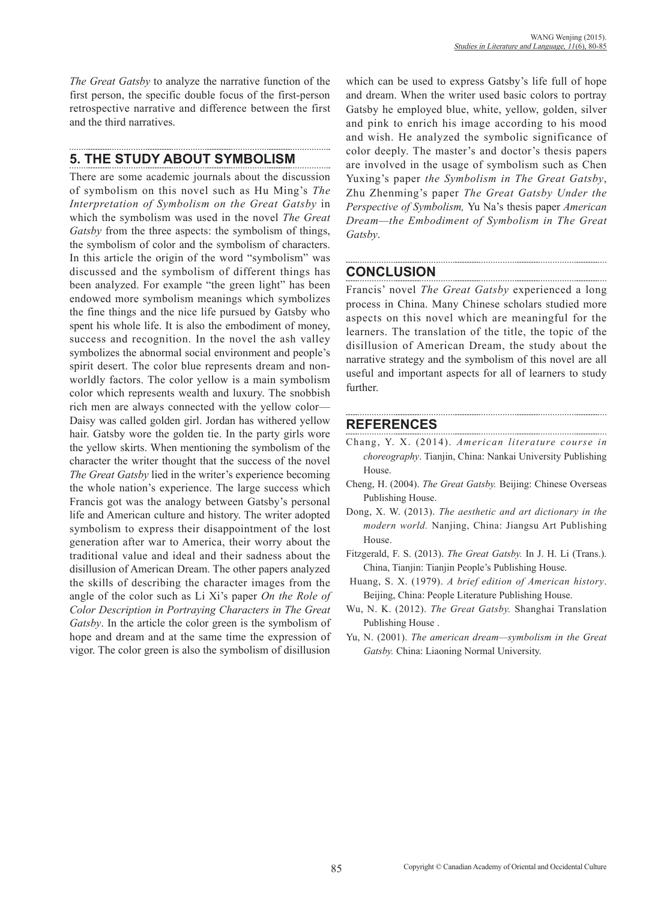*The Great Gatsby* to analyze the narrative function of the first person, the specific double focus of the first-person retrospective narrative and difference between the first and the third narratives.

## 5. THE STUDY ABOUT SYMBOLISM

There are some academic journals about the discussion of symbolism on this novel such as Hu Ming's *The Interpretation of Symbolism on the Great Gatsby* in which the symbolism was used in the novel *The Great Gatsby* from the three aspects: the symbolism of things, the symbolism of color and the symbolism of characters. In this article the origin of the word "symbolism" was discussed and the symbolism of different things has been analyzed. For example "the green light" has been endowed more symbolism meanings which symbolizes the fine things and the nice life pursued by Gatsby who spent his whole life. It is also the embodiment of money, success and recognition. In the novel the ash valley symbolizes the abnormal social environment and people's spirit desert. The color blue represents dream and non-worldly factors. The color yellow is a main symbolism color which represents wealth and luxury. The snobbish rich men are always connected with the yellow color—Daisy was called golden girl. Jordan has withered yellow hair. Gatsby wore the golden tie. In the party girls wore the yellow skirts. When mentioning the symbolism of the character the writer thought that the success of the novel *The Great Gatsby* lied in the writer's experience becoming the whole nation's experience. The large success which Francis got was the analogy between Gatsby's personal life and American culture and history. The writer adopted symbolism to express their disappointment of the lost generation after war to America, their worry about the traditional value and ideal and their sadness about the disillusion of American Dream. The other papers analyzed the skills of describing the character images from the angle of the color such as Li Xi's paper *On the Role of Color Description in Portraying Characters in The Great Gatsby*. In the article the color green is the symbolism of hope and dream and at the same time the expression of vigor. The color green is also the symbolism of disillusion which can be used to express Gatsby's life full of hope and dream. When the writer used basic colors to portray Gatsby he employed blue, white, yellow, golden, silver and pink to enrich his image according to his mood and wish. He analyzed the symbolic significance of color deeply. The master's and doctor's thesis papers are involved in the usage of symbolism such as Chen Yuxing's paper *the Symbolism in The Great Gatsby*, Zhu Zhenming's paper *The Great Gatsby Under the Perspective of Symbolism,* Yu Na's thesis paper *American Dream—the Embodiment of Symbolism in The Great Gatsby*.

## CONCLUSION

Francis' novel *The Great Gatsby* experienced a long process in China. Many Chinese scholars studied more aspects on this novel which are meaningful for the learners. The translation of the title, the topic of the disillusion of American Dream, the study about the narrative strategy and the symbolism of this novel are all useful and important aspects for all of learners to study further.

## REFERENCES

Chang, Y. X. (2014). *American literature course in choreography*. Tianjin, China: Nankai University Publishing House.

Cheng, H. (2004). *The Great Gatsby.* Beijing: Chinese Overseas Publishing House.

Dong, X. W. (2013). *The aesthetic and art dictionary in the modern world.* Nanjing, China: Jiangsu Art Publishing House.

Fitzgerald, F. S. (2013). *The Great Gatsby.* In J. H. Li (Trans.). China, Tianjin: Tianjin People's Publishing House.

Huang, S. X. (1979). *A brief edition of American history*. Beijing, China: People Literature Publishing House.

Wu, N. K. (2012). *The Great Gatsby.* Shanghai Translation Publishing House .

Yu, N. (2001). *The american dream—symbolism in the Great Gatsby.* China: Liaoning Normal University.